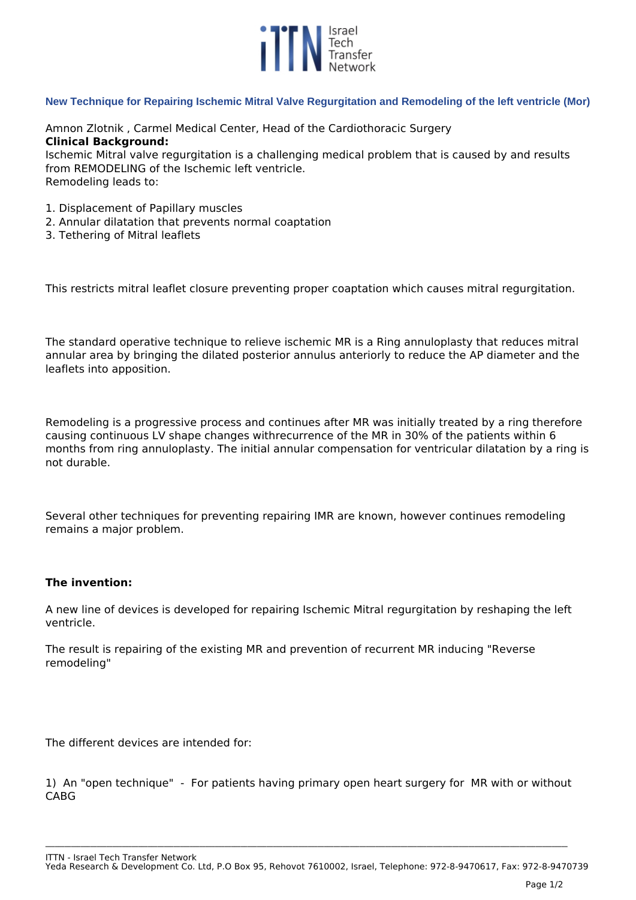## New Technique for Repairing Ischemic Mitral Valve Regurgitation and Remodeling of the left ventricle (Mor)

Amnon Zlotnik , Carmel Medical Center, Head of the Cardiothoracic Surgery

**Clinical Background:**

Ischemic Mitral valve regurgitation is a challenging medical problem that is caused by and results from REMODELING of the Ischemic left ventricle.

Remodeling leads to:

1. Displacement of Papillary muscles
2. Annular dilatation that prevents normal coaptation
3. Tethering of Mitral leaflets

This restricts mitral leaflet closure preventing proper coaptation which causes mitral regurgitation.

The standard operative technique to relieve ischemic MR is a Ring annuloplasty that reduces mitral annular area by bringing the dilated posterior annulus anteriorly to reduce the AP diameter and the leaflets into apposition.

Remodeling is a progressive process and continues after MR was initially treated by a ring therefore causing continuous LV shape changes withrecurrence of the MR in 30% of the patients within 6 months from ring annuloplasty. The initial annular compensation for ventricular dilatation by a ring is not durable.

Several other techniques for preventing repairing IMR are known, however continues remodeling remains a major problem.

**The invention:**

A new line of devices is developed for repairing Ischemic Mitral regurgitation by reshaping the left ventricle.

The result is repairing of the existing MR and prevention of recurrent MR inducing "Reverse remodeling"

The different devices are intended for:

1) An "open technique" - For patients having primary open heart surgery for MR with or without CABG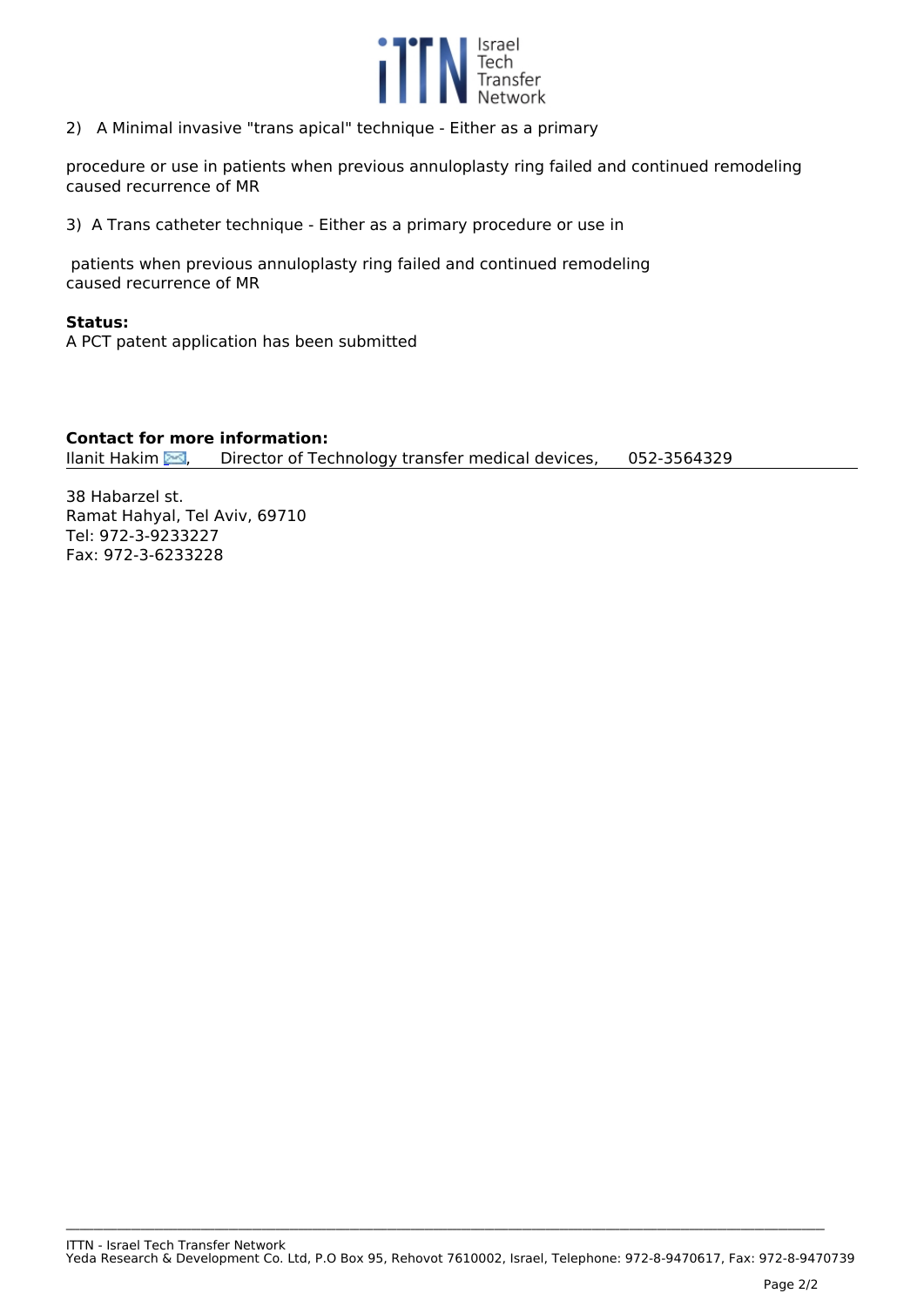2) A Minimal invasive "trans apical" technique - Either as a primary

procedure or use in patients when previous annuloplasty ring failed and continued remodeling caused recurrence of MR

3) A Trans catheter technique - Either as a primary procedure or use in

patients when previous annuloplasty ring failed and continued remodeling caused recurrence of MR

**Status:**
A PCT patent application has been submitted

**Contact for more information:**
Ilanit Hakim, Director of Technology transfer medical devices, 052-3564329

38 Habarzel st.
Ramat Hahyal, Tel Aviv, 69710
Tel: 972-3-9233227
Fax: 972-3-6233228

ITTN - Israel Tech Transfer Network
Yeda Research & Development Co. Ltd, P.O Box 95, Rehovot 7610002, Israel, Telephone: 972-8-9470617, Fax: 972-8-9470739